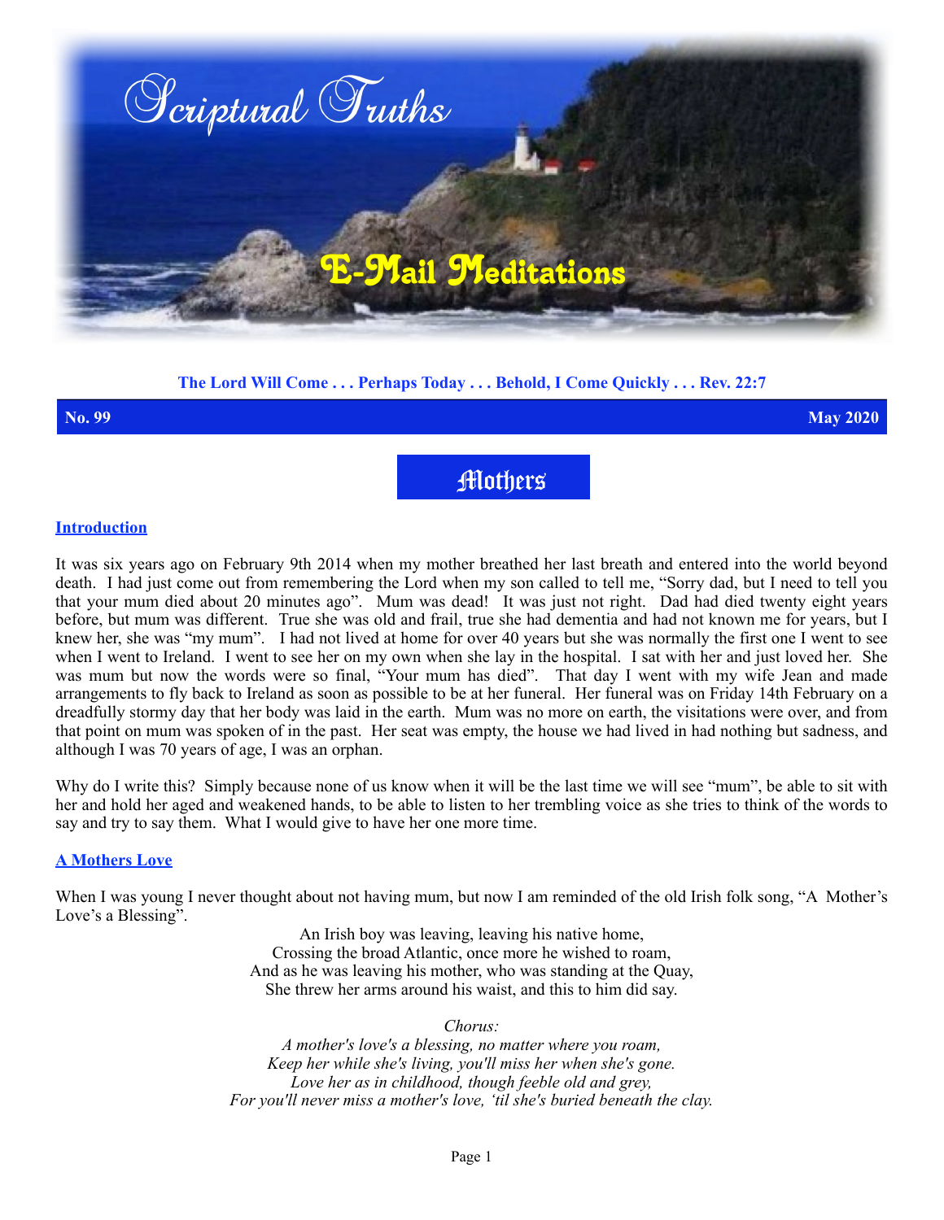# Scriptural Truths

## E-Mail Meditations

**The Lord Will Come . . . Perhaps Today . . . Behold, I Come Quickly . . . Rev. 22:7**

**No. 99** **May 2020**

# Mothers

### Introduction

It was six years ago on February 9th 2014 when my mother breathed her last breath and entered into the world beyond death. I had just come out from remembering the Lord when my son called to tell me, "Sorry dad, but I need to tell you that your mum died about 20 minutes ago". Mum was dead! It was just not right. Dad had died twenty eight years before, but mum was different. True she was old and frail, true she had dementia and had not known me for years, but I knew her, she was "my mum". I had not lived at home for over 40 years but she was normally the first one I went to see when I went to Ireland. I went to see her on my own when she lay in the hospital. I sat with her and just loved her. She was mum but now the words were so final, "Your mum has died". That day I went with my wife Jean and made arrangements to fly back to Ireland as soon as possible to be at her funeral. Her funeral was on Friday 14th February on a dreadfully stormy day that her body was laid in the earth. Mum was no more on earth, the visitations were over, and from that point on mum was spoken of in the past. Her seat was empty, the house we had lived in had nothing but sadness, and although I was 70 years of age, I was an orphan.

Why do I write this? Simply because none of us know when it will be the last time we will see "mum", be able to sit with her and hold her aged and weakened hands, to be able to listen to her trembling voice as she tries to think of the words to say and try to say them. What I would give to have her one more time.

### A Mothers Love

When I was young I never thought about not having mum, but now I am reminded of the old Irish folk song, "A Mother's Love's a Blessing".

An Irish boy was leaving, leaving his native home,
Crossing the broad Atlantic, once more he wished to roam,
And as he was leaving his mother, who was standing at the Quay,
She threw her arms around his waist, and this to him did say.

*Chorus:*
*A mother's love's a blessing, no matter where you roam,*
*Keep her while she's living, you'll miss her when she's gone.*
*Love her as in childhood, though feeble old and grey,*
*For you'll never miss a mother's love, 'til she's buried beneath the clay.*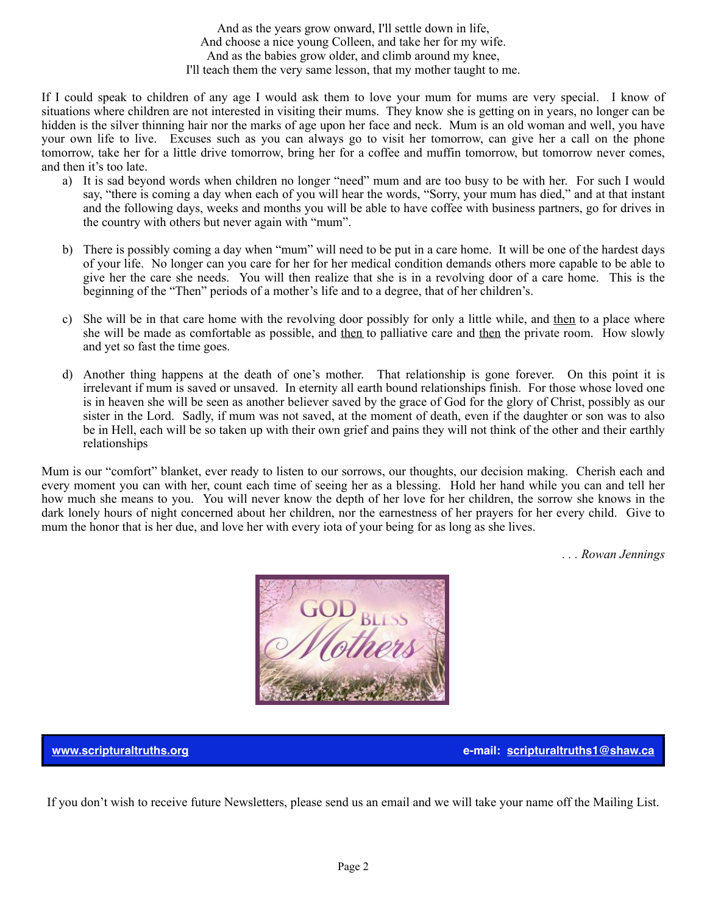And as the years grow onward, I'll settle down in life,
And choose a nice young Colleen, and take her for my wife.
And as the babies grow older, and climb around my knee,
I'll teach them the very same lesson, that my mother taught to me.

If I could speak to children of any age I would ask them to love your mum for mums are very special. I know of situations where children are not interested in visiting their mums. They know she is getting on in years, no longer can be hidden is the silver thinning hair nor the marks of age upon her face and neck. Mum is an old woman and well, you have your own life to live. Excuses such as you can always go to visit her tomorrow, can give her a call on the phone tomorrow, take her for a little drive tomorrow, bring her for a coffee and muffin tomorrow, but tomorrow never comes, and then it's too late.

a) It is sad beyond words when children no longer "need" mum and are too busy to be with her. For such I would say, "there is coming a day when each of you will hear the words, "Sorry, your mum has died," and at that instant and the following days, weeks and months you will be able to have coffee with business partners, go for drives in the country with others but never again with "mum".

b) There is possibly coming a day when "mum" will need to be put in a care home. It will be one of the hardest days of your life. No longer can you care for her for her medical condition demands others more capable to be able to give her the care she needs. You will then realize that she is in a revolving door of a care home. This is the beginning of the "Then" periods of a mother's life and to a degree, that of her children's.

c) She will be in that care home with the revolving door possibly for only a little while, and <u>then</u> to a place where she will be made as comfortable as possible, and <u>then</u> to palliative care and <u>then</u> the private room. How slowly and yet so fast the time goes.

d) Another thing happens at the death of one's mother. That relationship is gone forever. On this point it is irrelevant if mum is saved or unsaved. In eternity all earth bound relationships finish. For those whose loved one is in heaven she will be seen as another believer saved by the grace of God for the glory of Christ, possibly as our sister in the Lord. Sadly, if mum was not saved, at the moment of death, even if the daughter or son was to also be in Hell, each will be so taken up with their own grief and pains they will not think of the other and their earthly relationships

Mum is our "comfort" blanket, ever ready to listen to our sorrows, our thoughts, our decision making. Cherish each and every moment you can with her, count each time of seeing her as a blessing. Hold her hand while you can and tell her how much she means to you. You will never know the depth of her love for her children, the sorrow she knows in the dark lonely hours of night concerned about her children, nor the earnestness of her prayers for her every child. Give to mum the honor that is her due, and love her with every iota of your being for as long as she lives.

*. . . Rowan Jennings*

GOD BLESS Mothers

**www.scripturaltruths.org** **e-mail: scripturaltruths1@shaw.ca**

If you don't wish to receive future Newsletters, please send us an email and we will take your name off the Mailing List.